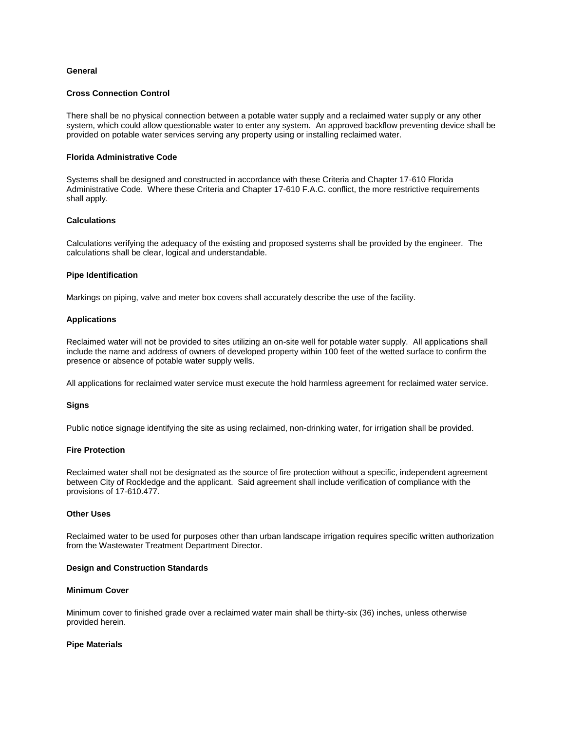## General

### Cross Connection Control

There shall be no physical connection between a potable water supply and a reclaimed water supply or any other system, which could allow questionable water to enter any system. An approved backflow preventing device shall be provided on potable water services serving any property using or installing reclaimed water.

### Florida Administrative Code

Systems shall be designed and constructed in accordance with these Criteria and Chapter 17-610 Florida Administrative Code. Where these Criteria and Chapter 17-610 F.A.C. conflict, the more restrictive requirements shall apply.

### Calculations

Calculations verifying the adequacy of the existing and proposed systems shall be provided by the engineer. The calculations shall be clear, logical and understandable.

### Pipe Identification

Markings on piping, valve and meter box covers shall accurately describe the use of the facility.

### Applications

Reclaimed water will not be provided to sites utilizing an on-site well for potable water supply. All applications shall include the name and address of owners of developed property within 100 feet of the wetted surface to confirm the presence or absence of potable water supply wells.

All applications for reclaimed water service must execute the hold harmless agreement for reclaimed water service.

### Signs

Public notice signage identifying the site as using reclaimed, non-drinking water, for irrigation shall be provided.

### Fire Protection

Reclaimed water shall not be designated as the source of fire protection without a specific, independent agreement between City of Rockledge and the applicant. Said agreement shall include verification of compliance with the provisions of 17-610.477.

### Other Uses

Reclaimed water to be used for purposes other than urban landscape irrigation requires specific written authorization from the Wastewater Treatment Department Director.

## Design and Construction Standards

### Minimum Cover

Minimum cover to finished grade over a reclaimed water main shall be thirty-six (36) inches, unless otherwise provided herein.

### Pipe Materials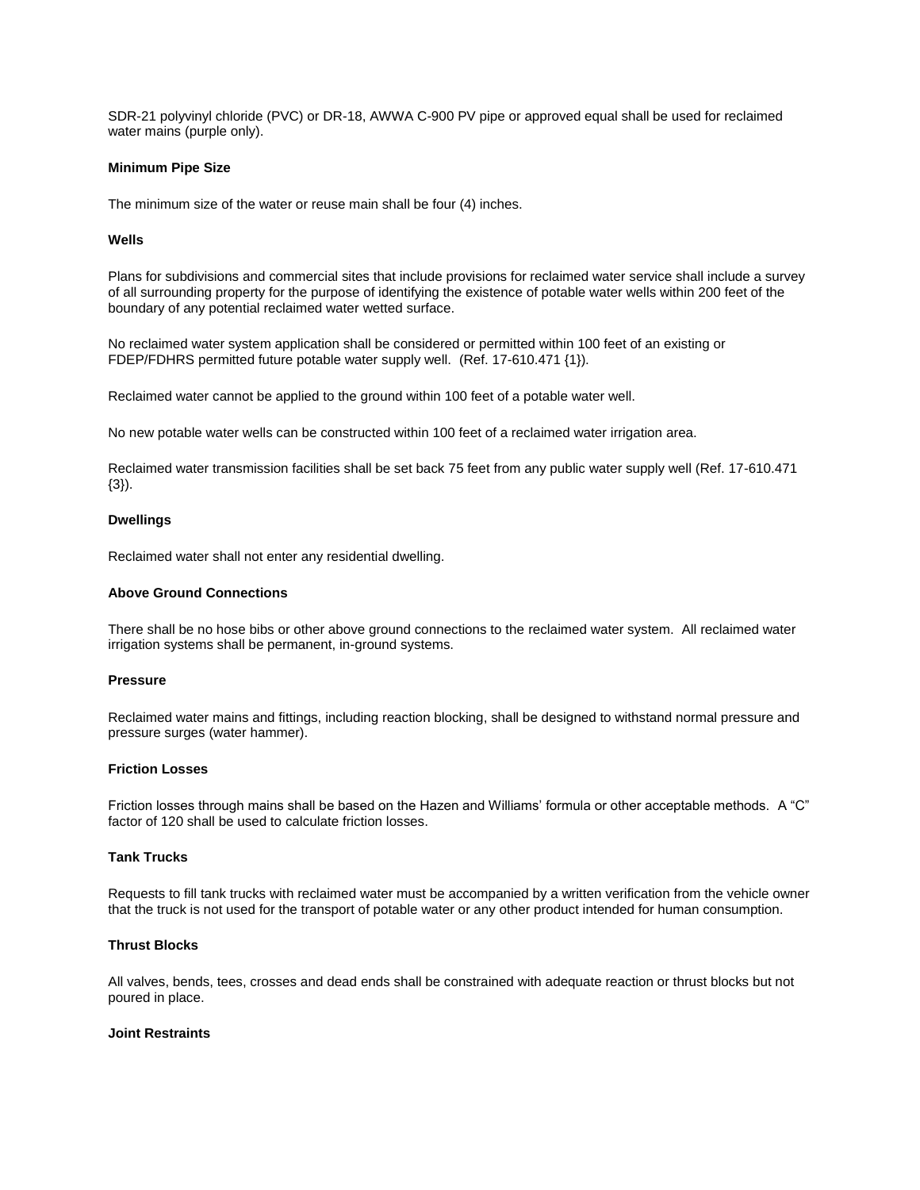SDR-21 polyvinyl chloride (PVC) or DR-18, AWWA C-900 PV pipe or approved equal shall be used for reclaimed water mains (purple only).

**Minimum Pipe Size**

The minimum size of the water or reuse main shall be four (4) inches.

**Wells**

Plans for subdivisions and commercial sites that include provisions for reclaimed water service shall include a survey of all surrounding property for the purpose of identifying the existence of potable water wells within 200 feet of the boundary of any potential reclaimed water wetted surface.

No reclaimed water system application shall be considered or permitted within 100 feet of an existing or FDEP/FDHRS permitted future potable water supply well. (Ref. 17-610.471 {1}).

Reclaimed water cannot be applied to the ground within 100 feet of a potable water well.

No new potable water wells can be constructed within 100 feet of a reclaimed water irrigation area.

Reclaimed water transmission facilities shall be set back 75 feet from any public water supply well (Ref. 17-610.471 {3}).

**Dwellings**

Reclaimed water shall not enter any residential dwelling.

**Above Ground Connections**

There shall be no hose bibs or other above ground connections to the reclaimed water system. All reclaimed water irrigation systems shall be permanent, in-ground systems.

**Pressure**

Reclaimed water mains and fittings, including reaction blocking, shall be designed to withstand normal pressure and pressure surges (water hammer).

**Friction Losses**

Friction losses through mains shall be based on the Hazen and Williams' formula or other acceptable methods. A "C" factor of 120 shall be used to calculate friction losses.

**Tank Trucks**

Requests to fill tank trucks with reclaimed water must be accompanied by a written verification from the vehicle owner that the truck is not used for the transport of potable water or any other product intended for human consumption.

**Thrust Blocks**

All valves, bends, tees, crosses and dead ends shall be constrained with adequate reaction or thrust blocks but not poured in place.

**Joint Restraints**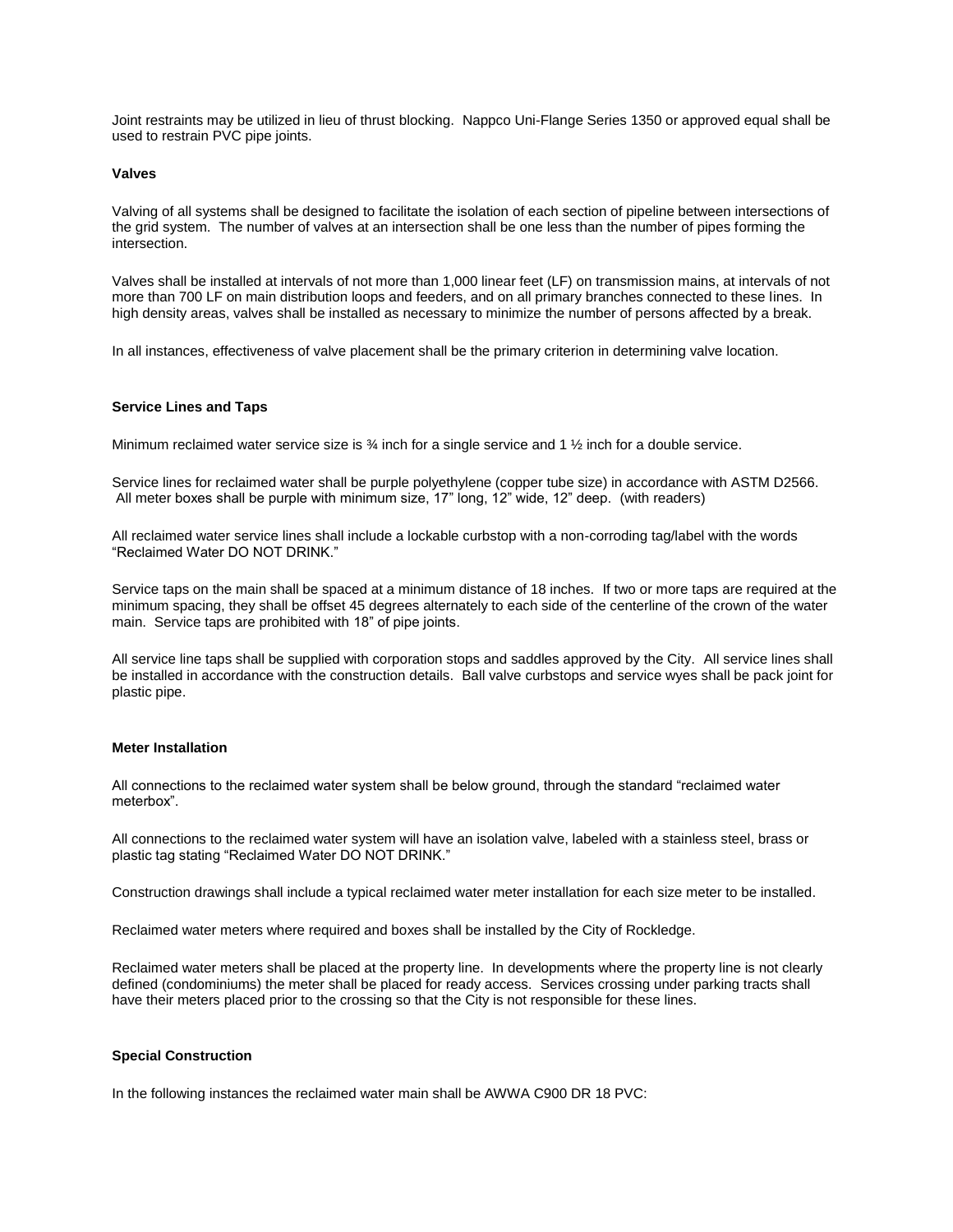Joint restraints may be utilized in lieu of thrust blocking. Nappco Uni-Flange Series 1350 or approved equal shall be used to restrain PVC pipe joints.

**Valves**

Valving of all systems shall be designed to facilitate the isolation of each section of pipeline between intersections of the grid system. The number of valves at an intersection shall be one less than the number of pipes forming the intersection.

Valves shall be installed at intervals of not more than 1,000 linear feet (LF) on transmission mains, at intervals of not more than 700 LF on main distribution loops and feeders, and on all primary branches connected to these lines. In high density areas, valves shall be installed as necessary to minimize the number of persons affected by a break.

In all instances, effectiveness of valve placement shall be the primary criterion in determining valve location.

**Service Lines and Taps**

Minimum reclaimed water service size is ¾ inch for a single service and 1 ½ inch for a double service.

Service lines for reclaimed water shall be purple polyethylene (copper tube size) in accordance with ASTM D2566. All meter boxes shall be purple with minimum size, 17" long, 12" wide, 12" deep. (with readers)

All reclaimed water service lines shall include a lockable curbstop with a non-corroding tag/label with the words "Reclaimed Water DO NOT DRINK."

Service taps on the main shall be spaced at a minimum distance of 18 inches. If two or more taps are required at the minimum spacing, they shall be offset 45 degrees alternately to each side of the centerline of the crown of the water main. Service taps are prohibited with 18" of pipe joints.

All service line taps shall be supplied with corporation stops and saddles approved by the City. All service lines shall be installed in accordance with the construction details. Ball valve curbstops and service wyes shall be pack joint for plastic pipe.

**Meter Installation**

All connections to the reclaimed water system shall be below ground, through the standard "reclaimed water meterbox".

All connections to the reclaimed water system will have an isolation valve, labeled with a stainless steel, brass or plastic tag stating "Reclaimed Water DO NOT DRINK."

Construction drawings shall include a typical reclaimed water meter installation for each size meter to be installed.

Reclaimed water meters where required and boxes shall be installed by the City of Rockledge.

Reclaimed water meters shall be placed at the property line. In developments where the property line is not clearly defined (condominiums) the meter shall be placed for ready access. Services crossing under parking tracts shall have their meters placed prior to the crossing so that the City is not responsible for these lines.

**Special Construction**

In the following instances the reclaimed water main shall be AWWA C900 DR 18 PVC: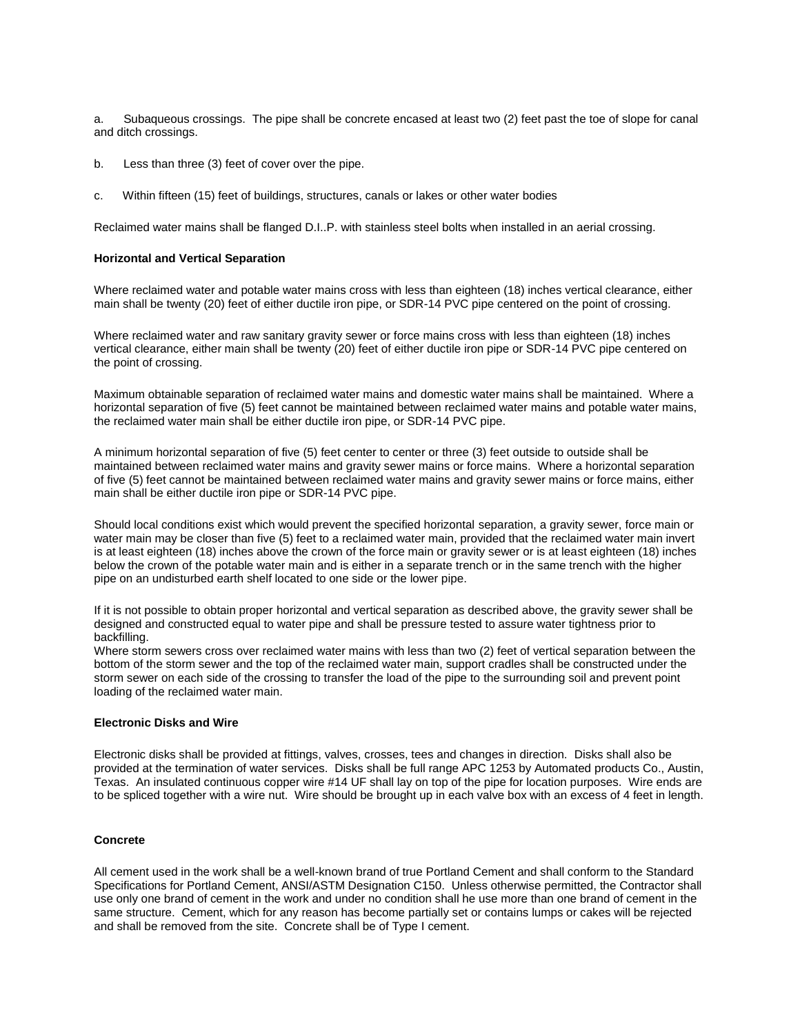a. Subaqueous crossings. The pipe shall be concrete encased at least two (2) feet past the toe of slope for canal and ditch crossings.

b. Less than three (3) feet of cover over the pipe.

c. Within fifteen (15) feet of buildings, structures, canals or lakes or other water bodies

Reclaimed water mains shall be flanged D.I..P. with stainless steel bolts when installed in an aerial crossing.

**Horizontal and Vertical Separation**

Where reclaimed water and potable water mains cross with less than eighteen (18) inches vertical clearance, either main shall be twenty (20) feet of either ductile iron pipe, or SDR-14 PVC pipe centered on the point of crossing.

Where reclaimed water and raw sanitary gravity sewer or force mains cross with less than eighteen (18) inches vertical clearance, either main shall be twenty (20) feet of either ductile iron pipe or SDR-14 PVC pipe centered on the point of crossing.

Maximum obtainable separation of reclaimed water mains and domestic water mains shall be maintained. Where a horizontal separation of five (5) feet cannot be maintained between reclaimed water mains and potable water mains, the reclaimed water main shall be either ductile iron pipe, or SDR-14 PVC pipe.

A minimum horizontal separation of five (5) feet center to center or three (3) feet outside to outside shall be maintained between reclaimed water mains and gravity sewer mains or force mains. Where a horizontal separation of five (5) feet cannot be maintained between reclaimed water mains and gravity sewer mains or force mains, either main shall be either ductile iron pipe or SDR-14 PVC pipe.

Should local conditions exist which would prevent the specified horizontal separation, a gravity sewer, force main or water main may be closer than five (5) feet to a reclaimed water main, provided that the reclaimed water main invert is at least eighteen (18) inches above the crown of the force main or gravity sewer or is at least eighteen (18) inches below the crown of the potable water main and is either in a separate trench or in the same trench with the higher pipe on an undisturbed earth shelf located to one side or the lower pipe.

If it is not possible to obtain proper horizontal and vertical separation as described above, the gravity sewer shall be designed and constructed equal to water pipe and shall be pressure tested to assure water tightness prior to backfilling.
Where storm sewers cross over reclaimed water mains with less than two (2) feet of vertical separation between the bottom of the storm sewer and the top of the reclaimed water main, support cradles shall be constructed under the storm sewer on each side of the crossing to transfer the load of the pipe to the surrounding soil and prevent point loading of the reclaimed water main.

**Electronic Disks and Wire**

Electronic disks shall be provided at fittings, valves, crosses, tees and changes in direction. Disks shall also be provided at the termination of water services. Disks shall be full range APC 1253 by Automated products Co., Austin, Texas. An insulated continuous copper wire #14 UF shall lay on top of the pipe for location purposes. Wire ends are to be spliced together with a wire nut. Wire should be brought up in each valve box with an excess of 4 feet in length.

**Concrete**

All cement used in the work shall be a well-known brand of true Portland Cement and shall conform to the Standard Specifications for Portland Cement, ANSI/ASTM Designation C150. Unless otherwise permitted, the Contractor shall use only one brand of cement in the work and under no condition shall he use more than one brand of cement in the same structure. Cement, which for any reason has become partially set or contains lumps or cakes will be rejected and shall be removed from the site. Concrete shall be of Type I cement.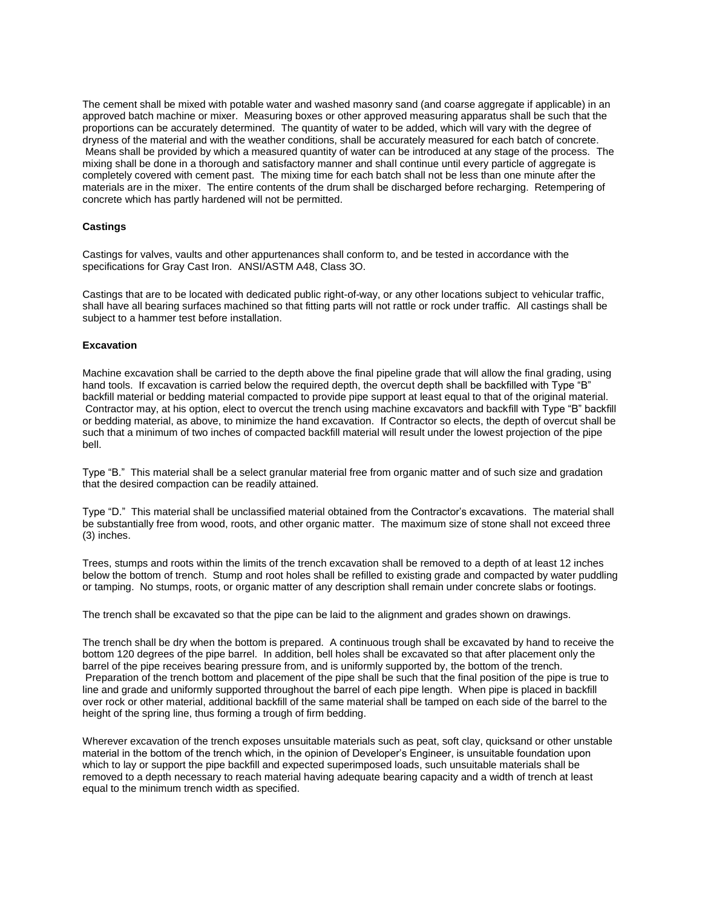The cement shall be mixed with potable water and washed masonry sand (and coarse aggregate if applicable) in an approved batch machine or mixer. Measuring boxes or other approved measuring apparatus shall be such that the proportions can be accurately determined. The quantity of water to be added, which will vary with the degree of dryness of the material and with the weather conditions, shall be accurately measured for each batch of concrete. Means shall be provided by which a measured quantity of water can be introduced at any stage of the process. The mixing shall be done in a thorough and satisfactory manner and shall continue until every particle of aggregate is completely covered with cement past. The mixing time for each batch shall not be less than one minute after the materials are in the mixer. The entire contents of the drum shall be discharged before recharging. Retempering of concrete which has partly hardened will not be permitted.

**Castings**

Castings for valves, vaults and other appurtenances shall conform to, and be tested in accordance with the specifications for Gray Cast Iron. ANSI/ASTM A48, Class 3O.

Castings that are to be located with dedicated public right-of-way, or any other locations subject to vehicular traffic, shall have all bearing surfaces machined so that fitting parts will not rattle or rock under traffic. All castings shall be subject to a hammer test before installation.

**Excavation**

Machine excavation shall be carried to the depth above the final pipeline grade that will allow the final grading, using hand tools. If excavation is carried below the required depth, the overcut depth shall be backfilled with Type "B" backfill material or bedding material compacted to provide pipe support at least equal to that of the original material. Contractor may, at his option, elect to overcut the trench using machine excavators and backfill with Type "B" backfill or bedding material, as above, to minimize the hand excavation. If Contractor so elects, the depth of overcut shall be such that a minimum of two inches of compacted backfill material will result under the lowest projection of the pipe bell.

Type "B." This material shall be a select granular material free from organic matter and of such size and gradation that the desired compaction can be readily attained.

Type "D." This material shall be unclassified material obtained from the Contractor's excavations. The material shall be substantially free from wood, roots, and other organic matter. The maximum size of stone shall not exceed three (3) inches.

Trees, stumps and roots within the limits of the trench excavation shall be removed to a depth of at least 12 inches below the bottom of trench. Stump and root holes shall be refilled to existing grade and compacted by water puddling or tamping. No stumps, roots, or organic matter of any description shall remain under concrete slabs or footings.

The trench shall be excavated so that the pipe can be laid to the alignment and grades shown on drawings.

The trench shall be dry when the bottom is prepared. A continuous trough shall be excavated by hand to receive the bottom 120 degrees of the pipe barrel. In addition, bell holes shall be excavated so that after placement only the barrel of the pipe receives bearing pressure from, and is uniformly supported by, the bottom of the trench. Preparation of the trench bottom and placement of the pipe shall be such that the final position of the pipe is true to line and grade and uniformly supported throughout the barrel of each pipe length. When pipe is placed in backfill over rock or other material, additional backfill of the same material shall be tamped on each side of the barrel to the height of the spring line, thus forming a trough of firm bedding.

Wherever excavation of the trench exposes unsuitable materials such as peat, soft clay, quicksand or other unstable material in the bottom of the trench which, in the opinion of Developer's Engineer, is unsuitable foundation upon which to lay or support the pipe backfill and expected superimposed loads, such unsuitable materials shall be removed to a depth necessary to reach material having adequate bearing capacity and a width of trench at least equal to the minimum trench width as specified.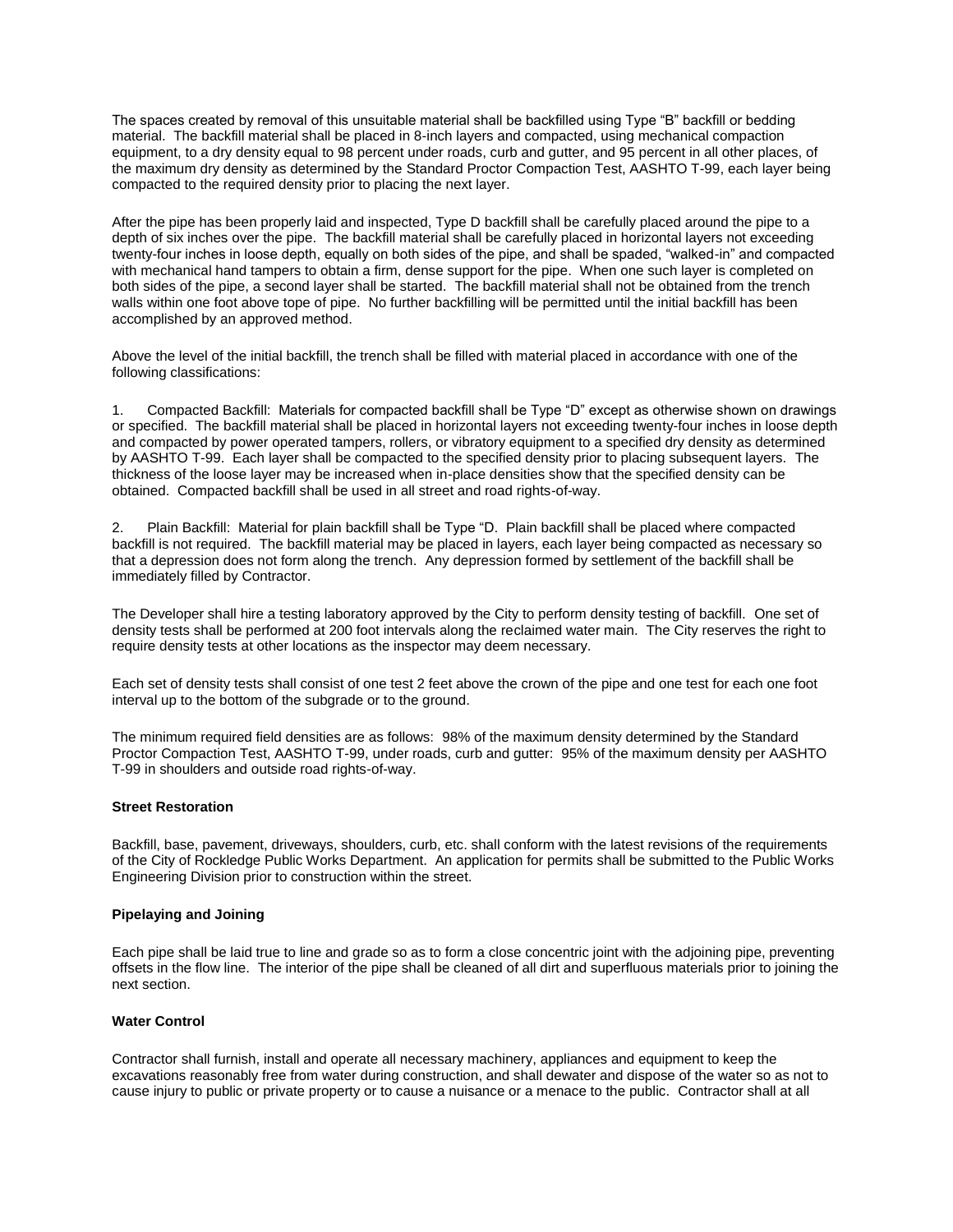The spaces created by removal of this unsuitable material shall be backfilled using Type "B" backfill or bedding material. The backfill material shall be placed in 8-inch layers and compacted, using mechanical compaction equipment, to a dry density equal to 98 percent under roads, curb and gutter, and 95 percent in all other places, of the maximum dry density as determined by the Standard Proctor Compaction Test, AASHTO T-99, each layer being compacted to the required density prior to placing the next layer.

After the pipe has been properly laid and inspected, Type D backfill shall be carefully placed around the pipe to a depth of six inches over the pipe. The backfill material shall be carefully placed in horizontal layers not exceeding twenty-four inches in loose depth, equally on both sides of the pipe, and shall be spaded, "walked-in" and compacted with mechanical hand tampers to obtain a firm, dense support for the pipe. When one such layer is completed on both sides of the pipe, a second layer shall be started. The backfill material shall not be obtained from the trench walls within one foot above tope of pipe. No further backfilling will be permitted until the initial backfill has been accomplished by an approved method.

Above the level of the initial backfill, the trench shall be filled with material placed in accordance with one of the following classifications:

1. Compacted Backfill: Materials for compacted backfill shall be Type "D" except as otherwise shown on drawings or specified. The backfill material shall be placed in horizontal layers not exceeding twenty-four inches in loose depth and compacted by power operated tampers, rollers, or vibratory equipment to a specified dry density as determined by AASHTO T-99. Each layer shall be compacted to the specified density prior to placing subsequent layers. The thickness of the loose layer may be increased when in-place densities show that the specified density can be obtained. Compacted backfill shall be used in all street and road rights-of-way.

2. Plain Backfill: Material for plain backfill shall be Type "D. Plain backfill shall be placed where compacted backfill is not required. The backfill material may be placed in layers, each layer being compacted as necessary so that a depression does not form along the trench. Any depression formed by settlement of the backfill shall be immediately filled by Contractor.

The Developer shall hire a testing laboratory approved by the City to perform density testing of backfill. One set of density tests shall be performed at 200 foot intervals along the reclaimed water main. The City reserves the right to require density tests at other locations as the inspector may deem necessary.

Each set of density tests shall consist of one test 2 feet above the crown of the pipe and one test for each one foot interval up to the bottom of the subgrade or to the ground.

The minimum required field densities are as follows: 98% of the maximum density determined by the Standard Proctor Compaction Test, AASHTO T-99, under roads, curb and gutter: 95% of the maximum density per AASHTO T-99 in shoulders and outside road rights-of-way.

**Street Restoration**

Backfill, base, pavement, driveways, shoulders, curb, etc. shall conform with the latest revisions of the requirements of the City of Rockledge Public Works Department. An application for permits shall be submitted to the Public Works Engineering Division prior to construction within the street.

**Pipelaying and Joining**

Each pipe shall be laid true to line and grade so as to form a close concentric joint with the adjoining pipe, preventing offsets in the flow line. The interior of the pipe shall be cleaned of all dirt and superfluous materials prior to joining the next section.

**Water Control**

Contractor shall furnish, install and operate all necessary machinery, appliances and equipment to keep the excavations reasonably free from water during construction, and shall dewater and dispose of the water so as not to cause injury to public or private property or to cause a nuisance or a menace to the public. Contractor shall at all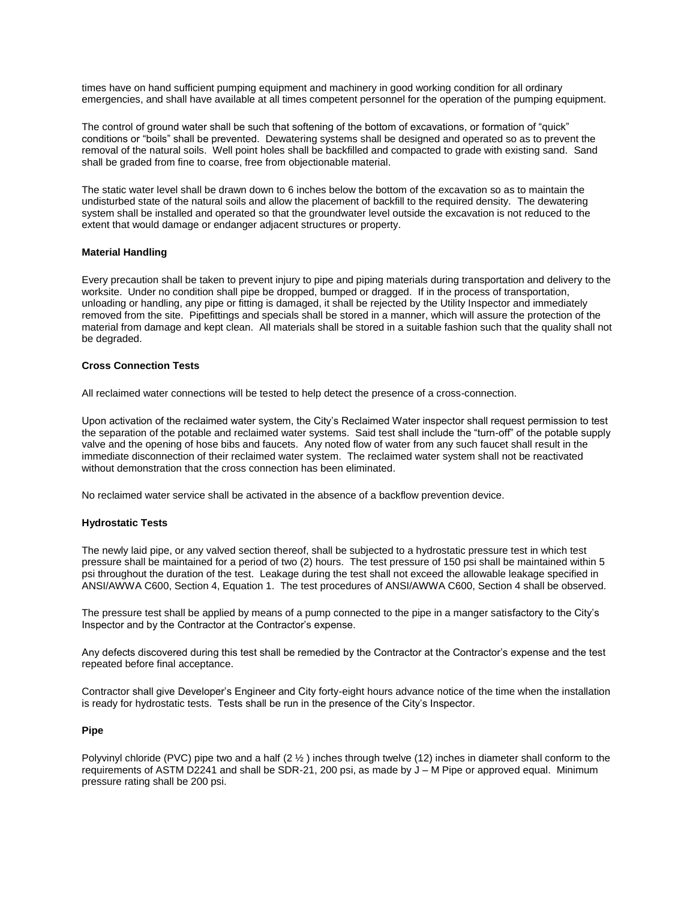times have on hand sufficient pumping equipment and machinery in good working condition for all ordinary emergencies, and shall have available at all times competent personnel for the operation of the pumping equipment.

The control of ground water shall be such that softening of the bottom of excavations, or formation of "quick" conditions or "boils" shall be prevented. Dewatering systems shall be designed and operated so as to prevent the removal of the natural soils. Well point holes shall be backfilled and compacted to grade with existing sand. Sand shall be graded from fine to coarse, free from objectionable material.

The static water level shall be drawn down to 6 inches below the bottom of the excavation so as to maintain the undisturbed state of the natural soils and allow the placement of backfill to the required density. The dewatering system shall be installed and operated so that the groundwater level outside the excavation is not reduced to the extent that would damage or endanger adjacent structures or property.

**Material Handling**

Every precaution shall be taken to prevent injury to pipe and piping materials during transportation and delivery to the worksite. Under no condition shall pipe be dropped, bumped or dragged. If in the process of transportation, unloading or handling, any pipe or fitting is damaged, it shall be rejected by the Utility Inspector and immediately removed from the site. Pipefittings and specials shall be stored in a manner, which will assure the protection of the material from damage and kept clean. All materials shall be stored in a suitable fashion such that the quality shall not be degraded.

**Cross Connection Tests**

All reclaimed water connections will be tested to help detect the presence of a cross-connection.

Upon activation of the reclaimed water system, the City's Reclaimed Water inspector shall request permission to test the separation of the potable and reclaimed water systems. Said test shall include the "turn-off" of the potable supply valve and the opening of hose bibs and faucets. Any noted flow of water from any such faucet shall result in the immediate disconnection of their reclaimed water system. The reclaimed water system shall not be reactivated without demonstration that the cross connection has been eliminated.

No reclaimed water service shall be activated in the absence of a backflow prevention device.

**Hydrostatic Tests**

The newly laid pipe, or any valved section thereof, shall be subjected to a hydrostatic pressure test in which test pressure shall be maintained for a period of two (2) hours. The test pressure of 150 psi shall be maintained within 5 psi throughout the duration of the test. Leakage during the test shall not exceed the allowable leakage specified in ANSI/AWWA C600, Section 4, Equation 1. The test procedures of ANSI/AWWA C600, Section 4 shall be observed.

The pressure test shall be applied by means of a pump connected to the pipe in a manger satisfactory to the City's Inspector and by the Contractor at the Contractor's expense.

Any defects discovered during this test shall be remedied by the Contractor at the Contractor's expense and the test repeated before final acceptance.

Contractor shall give Developer's Engineer and City forty-eight hours advance notice of the time when the installation is ready for hydrostatic tests. Tests shall be run in the presence of the City's Inspector.

**Pipe**

Polyvinyl chloride (PVC) pipe two and a half (2 ½ ) inches through twelve (12) inches in diameter shall conform to the requirements of ASTM D2241 and shall be SDR-21, 200 psi, as made by J – M Pipe or approved equal. Minimum pressure rating shall be 200 psi.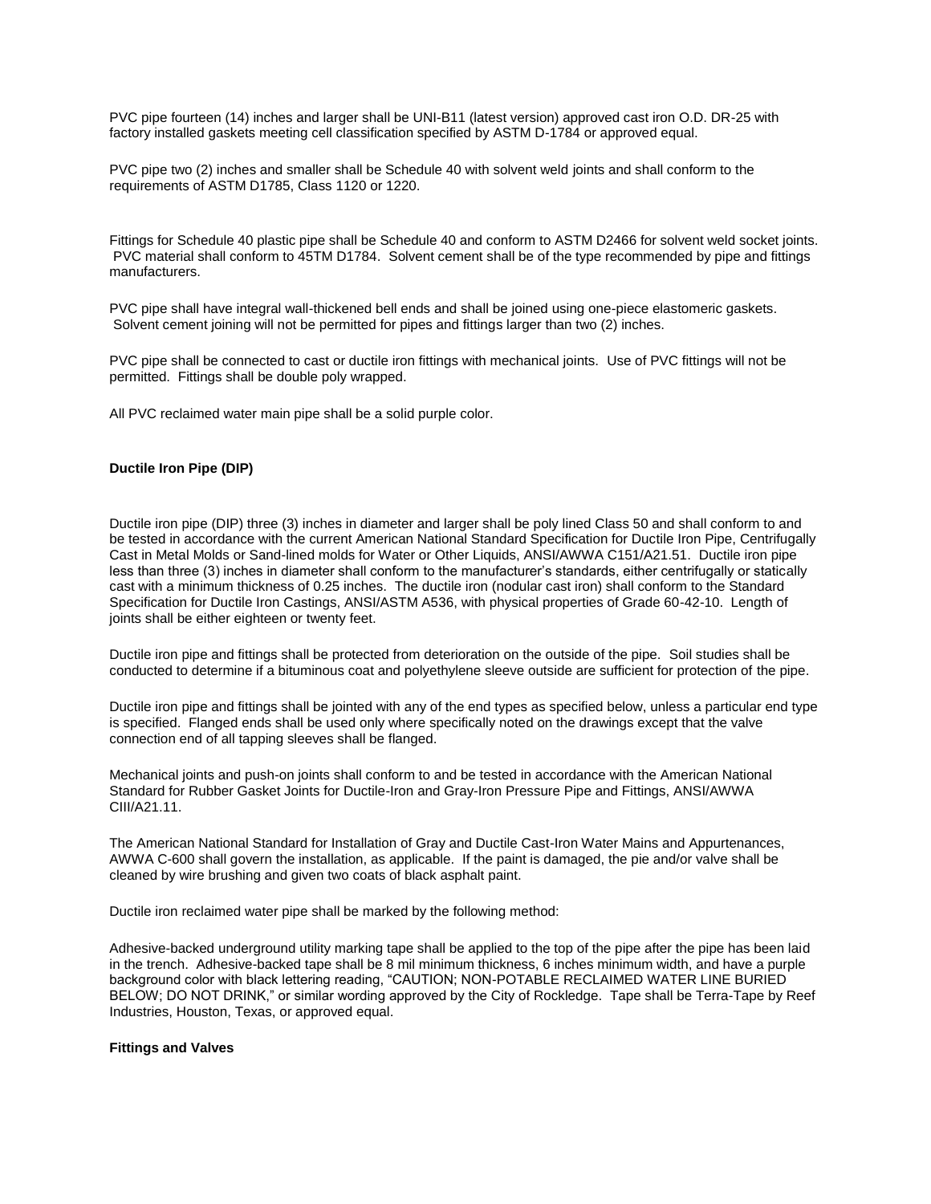PVC pipe fourteen (14) inches and larger shall be UNI-B11 (latest version) approved cast iron O.D. DR-25 with factory installed gaskets meeting cell classification specified by ASTM D-1784 or approved equal.

PVC pipe two (2) inches and smaller shall be Schedule 40 with solvent weld joints and shall conform to the requirements of ASTM D1785, Class 1120 or 1220.

Fittings for Schedule 40 plastic pipe shall be Schedule 40 and conform to ASTM D2466 for solvent weld socket joints. PVC material shall conform to 45TM D1784. Solvent cement shall be of the type recommended by pipe and fittings manufacturers.

PVC pipe shall have integral wall-thickened bell ends and shall be joined using one-piece elastomeric gaskets. Solvent cement joining will not be permitted for pipes and fittings larger than two (2) inches.

PVC pipe shall be connected to cast or ductile iron fittings with mechanical joints. Use of PVC fittings will not be permitted. Fittings shall be double poly wrapped.

All PVC reclaimed water main pipe shall be a solid purple color.

**Ductile Iron Pipe (DIP)**

Ductile iron pipe (DIP) three (3) inches in diameter and larger shall be poly lined Class 50 and shall conform to and be tested in accordance with the current American National Standard Specification for Ductile Iron Pipe, Centrifugally Cast in Metal Molds or Sand-lined molds for Water or Other Liquids, ANSI/AWWA C151/A21.51. Ductile iron pipe less than three (3) inches in diameter shall conform to the manufacturer's standards, either centrifugally or statically cast with a minimum thickness of 0.25 inches. The ductile iron (nodular cast iron) shall conform to the Standard Specification for Ductile Iron Castings, ANSI/ASTM A536, with physical properties of Grade 60-42-10. Length of joints shall be either eighteen or twenty feet.

Ductile iron pipe and fittings shall be protected from deterioration on the outside of the pipe. Soil studies shall be conducted to determine if a bituminous coat and polyethylene sleeve outside are sufficient for protection of the pipe.

Ductile iron pipe and fittings shall be jointed with any of the end types as specified below, unless a particular end type is specified. Flanged ends shall be used only where specifically noted on the drawings except that the valve connection end of all tapping sleeves shall be flanged.

Mechanical joints and push-on joints shall conform to and be tested in accordance with the American National Standard for Rubber Gasket Joints for Ductile-Iron and Gray-Iron Pressure Pipe and Fittings, ANSI/AWWA CIII/A21.11.

The American National Standard for Installation of Gray and Ductile Cast-Iron Water Mains and Appurtenances, AWWA C-600 shall govern the installation, as applicable. If the paint is damaged, the pie and/or valve shall be cleaned by wire brushing and given two coats of black asphalt paint.

Ductile iron reclaimed water pipe shall be marked by the following method:

Adhesive-backed underground utility marking tape shall be applied to the top of the pipe after the pipe has been laid in the trench. Adhesive-backed tape shall be 8 mil minimum thickness, 6 inches minimum width, and have a purple background color with black lettering reading, "CAUTION; NON-POTABLE RECLAIMED WATER LINE BURIED BELOW; DO NOT DRINK," or similar wording approved by the City of Rockledge. Tape shall be Terra-Tape by Reef Industries, Houston, Texas, or approved equal.

**Fittings and Valves**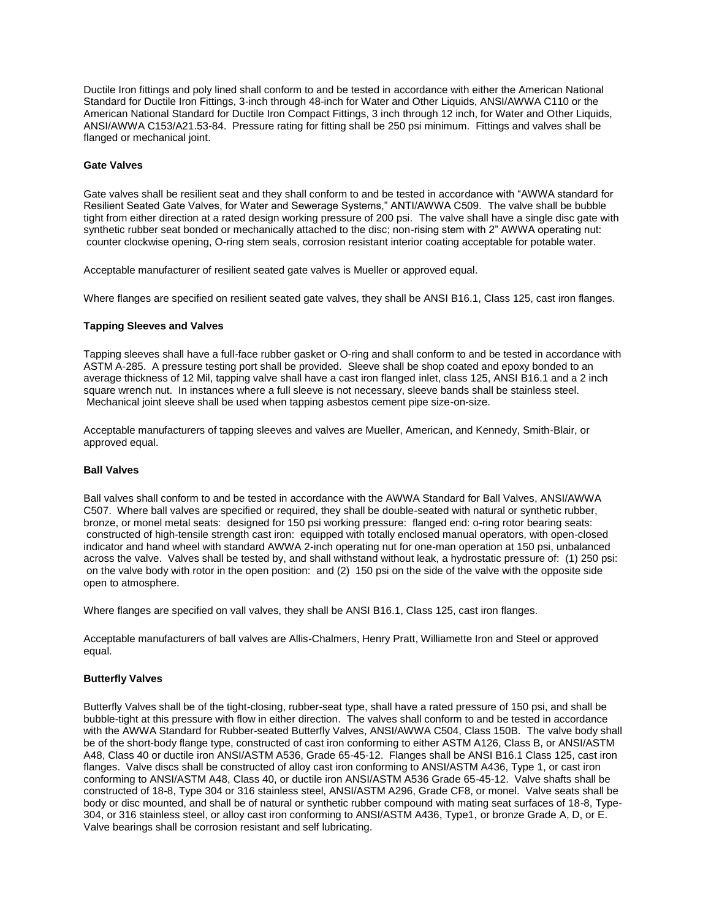Ductile Iron fittings and poly lined shall conform to and be tested in accordance with either the American National Standard for Ductile Iron Fittings, 3-inch through 48-inch for Water and Other Liquids, ANSI/AWWA C110 or the American National Standard for Ductile Iron Compact Fittings, 3 inch through 12 inch, for Water and Other Liquids, ANSI/AWWA C153/A21.53-84. Pressure rating for fitting shall be 250 psi minimum. Fittings and valves shall be flanged or mechanical joint.

**Gate Valves**

Gate valves shall be resilient seat and they shall conform to and be tested in accordance with "AWWA standard for Resilient Seated Gate Valves, for Water and Sewerage Systems," ANTI/AWWA C509. The valve shall be bubble tight from either direction at a rated design working pressure of 200 psi. The valve shall have a single disc gate with synthetic rubber seat bonded or mechanically attached to the disc; non-rising stem with 2" AWWA operating nut: counter clockwise opening, O-ring stem seals, corrosion resistant interior coating acceptable for potable water.

Acceptable manufacturer of resilient seated gate valves is Mueller or approved equal.

Where flanges are specified on resilient seated gate valves, they shall be ANSI B16.1, Class 125, cast iron flanges.

**Tapping Sleeves and Valves**

Tapping sleeves shall have a full-face rubber gasket or O-ring and shall conform to and be tested in accordance with ASTM A-285. A pressure testing port shall be provided. Sleeve shall be shop coated and epoxy bonded to an average thickness of 12 Mil, tapping valve shall have a cast iron flanged inlet, class 125, ANSI B16.1 and a 2 inch square wrench nut. In instances where a full sleeve is not necessary, sleeve bands shall be stainless steel. Mechanical joint sleeve shall be used when tapping asbestos cement pipe size-on-size.

Acceptable manufacturers of tapping sleeves and valves are Mueller, American, and Kennedy, Smith-Blair, or approved equal.

**Ball Valves**

Ball valves shall conform to and be tested in accordance with the AWWA Standard for Ball Valves, ANSI/AWWA C507. Where ball valves are specified or required, they shall be double-seated with natural or synthetic rubber, bronze, or monel metal seats: designed for 150 psi working pressure: flanged end: o-ring rotor bearing seats: constructed of high-tensile strength cast iron: equipped with totally enclosed manual operators, with open-closed indicator and hand wheel with standard AWWA 2-inch operating nut for one-man operation at 150 psi, unbalanced across the valve. Valves shall be tested by, and shall withstand without leak, a hydrostatic pressure of: (1) 250 psi: on the valve body with rotor in the open position: and (2) 150 psi on the side of the valve with the opposite side open to atmosphere.

Where flanges are specified on vall valves, they shall be ANSI B16.1, Class 125, cast iron flanges.

Acceptable manufacturers of ball valves are Allis-Chalmers, Henry Pratt, Williamette Iron and Steel or approved equal.

**Butterfly Valves**

Butterfly Valves shall be of the tight-closing, rubber-seat type, shall have a rated pressure of 150 psi, and shall be bubble-tight at this pressure with flow in either direction. The valves shall conform to and be tested in accordance with the AWWA Standard for Rubber-seated Butterfly Valves, ANSI/AWWA C504, Class 150B. The valve body shall be of the short-body flange type, constructed of cast iron conforming to either ASTM A126, Class B, or ANSI/ASTM A48, Class 40 or ductile iron ANSI/ASTM A536, Grade 65-45-12. Flanges shall be ANSI B16.1 Class 125, cast iron flanges. Valve discs shall be constructed of alloy cast iron conforming to ANSI/ASTM A436, Type 1, or cast iron conforming to ANSI/ASTM A48, Class 40, or ductile iron ANSI/ASTM A536 Grade 65-45-12. Valve shafts shall be constructed of 18-8, Type 304 or 316 stainless steel, ANSI/ASTM A296, Grade CF8, or monel. Valve seats shall be body or disc mounted, and shall be of natural or synthetic rubber compound with mating seat surfaces of 18-8, Type-304, or 316 stainless steel, or alloy cast iron conforming to ANSI/ASTM A436, Type1, or bronze Grade A, D, or E. Valve bearings shall be corrosion resistant and self lubricating.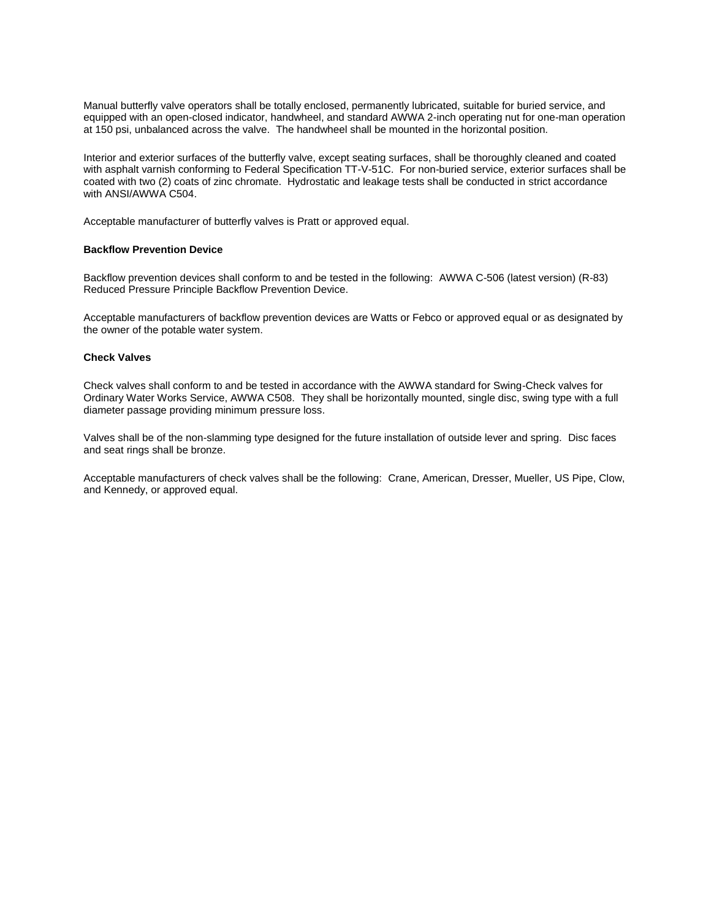Manual butterfly valve operators shall be totally enclosed, permanently lubricated, suitable for buried service, and equipped with an open-closed indicator, handwheel, and standard AWWA 2-inch operating nut for one-man operation at 150 psi, unbalanced across the valve. The handwheel shall be mounted in the horizontal position.

Interior and exterior surfaces of the butterfly valve, except seating surfaces, shall be thoroughly cleaned and coated with asphalt varnish conforming to Federal Specification TT-V-51C. For non-buried service, exterior surfaces shall be coated with two (2) coats of zinc chromate. Hydrostatic and leakage tests shall be conducted in strict accordance with ANSI/AWWA C504.

Acceptable manufacturer of butterfly valves is Pratt or approved equal.

**Backflow Prevention Device**

Backflow prevention devices shall conform to and be tested in the following: AWWA C-506 (latest version) (R-83) Reduced Pressure Principle Backflow Prevention Device.

Acceptable manufacturers of backflow prevention devices are Watts or Febco or approved equal or as designated by the owner of the potable water system.

**Check Valves**

Check valves shall conform to and be tested in accordance with the AWWA standard for Swing-Check valves for Ordinary Water Works Service, AWWA C508. They shall be horizontally mounted, single disc, swing type with a full diameter passage providing minimum pressure loss.

Valves shall be of the non-slamming type designed for the future installation of outside lever and spring. Disc faces and seat rings shall be bronze.

Acceptable manufacturers of check valves shall be the following: Crane, American, Dresser, Mueller, US Pipe, Clow, and Kennedy, or approved equal.